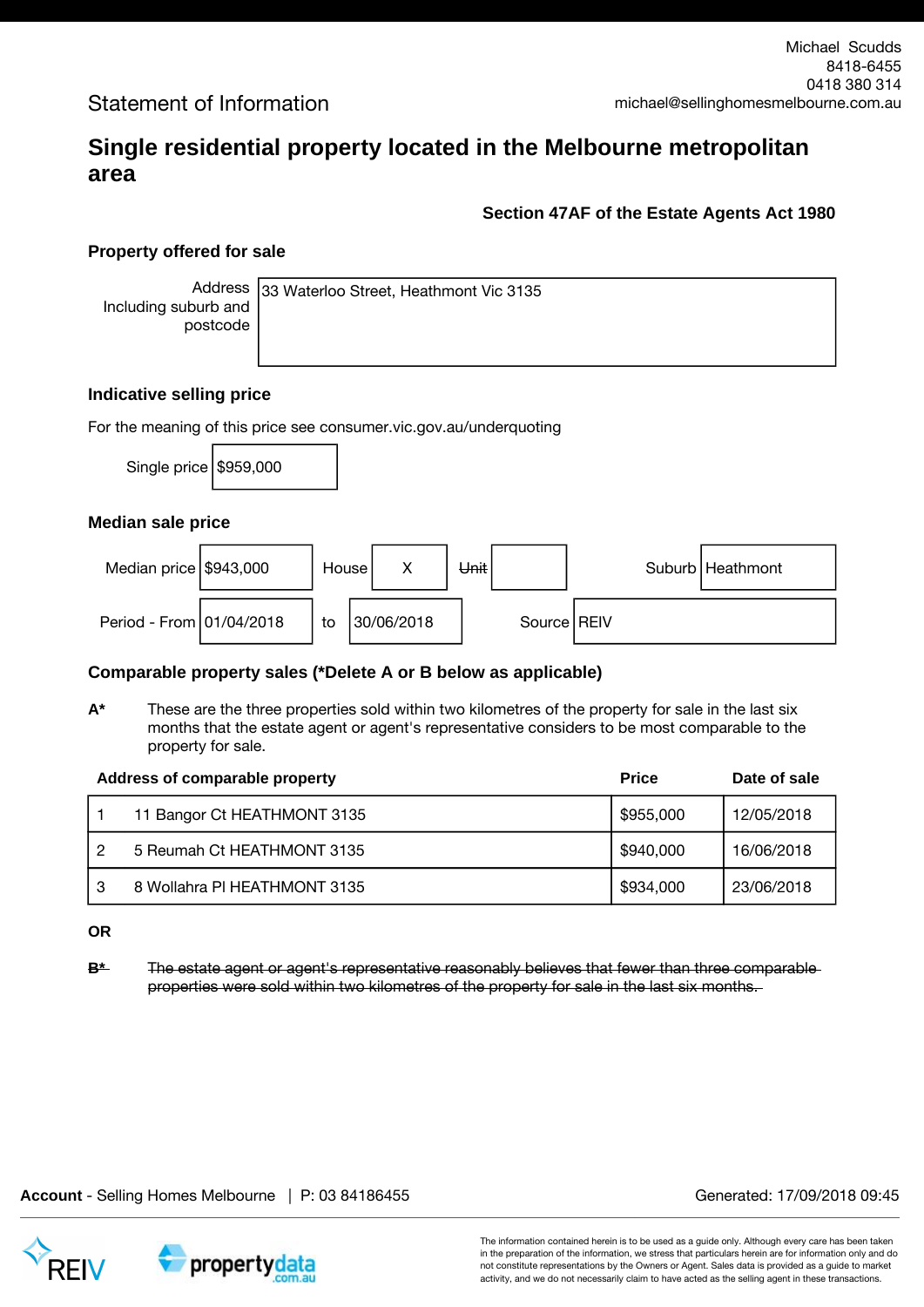Michael Scudds
8418-6455
0418 380 314
michael@sellinghomesmelbourne.com.au

Statement of Information

# Single residential property located in the Melbourne metropolitan area

**Section 47AF of the Estate Agents Act 1980**

## Property offered for sale

| Address Including suburb and postcode | 33 Waterloo Street, Heathmont Vic 3135 |
|---|---|

## Indicative selling price

For the meaning of this price see consumer.vic.gov.au/underquoting

| Single price | $959,000 |
|---|---|

## Median sale price

| Median price | $943,000 | House | X | ~~Unit~~ | | Suburb | Heathmont |
|---|---|---|---|---|---|---|---|
| Period - From | 01/04/2018 | to | 30/06/2018 | | | Source | REIV |

## Comparable property sales (*Delete A or B below as applicable)

**A*** These are the three properties sold within two kilometres of the property for sale in the last six months that the estate agent or agent's representative considers to be most comparable to the property for sale.

| | Address of comparable property | Price | Date of sale |
|---|---|---|---|
| 1 | 11 Bangor Ct HEATHMONT 3135 | $955,000 | 12/05/2018 |
| 2 | 5 Reumah Ct HEATHMONT 3135 | $940,000 | 16/06/2018 |
| 3 | 8 Wollahra Pl HEATHMONT 3135 | $934,000 | 23/06/2018 |

**OR**

~~**B*** The estate agent or agent's representative reasonably believes that fewer than three comparable properties were sold within two kilometres of the property for sale in the last six months.~~

**Account** - Selling Homes Melbourne | P: 03 84186455

Generated: 17/09/2018 09:45

The information contained herein is to be used as a guide only. Although every care has been taken in the preparation of the information, we stress that particulars herein are for information only and do not constitute representations by the Owners or Agent. Sales data is provided as a guide to market activity, and we do not necessarily claim to have acted as the selling agent in these transactions.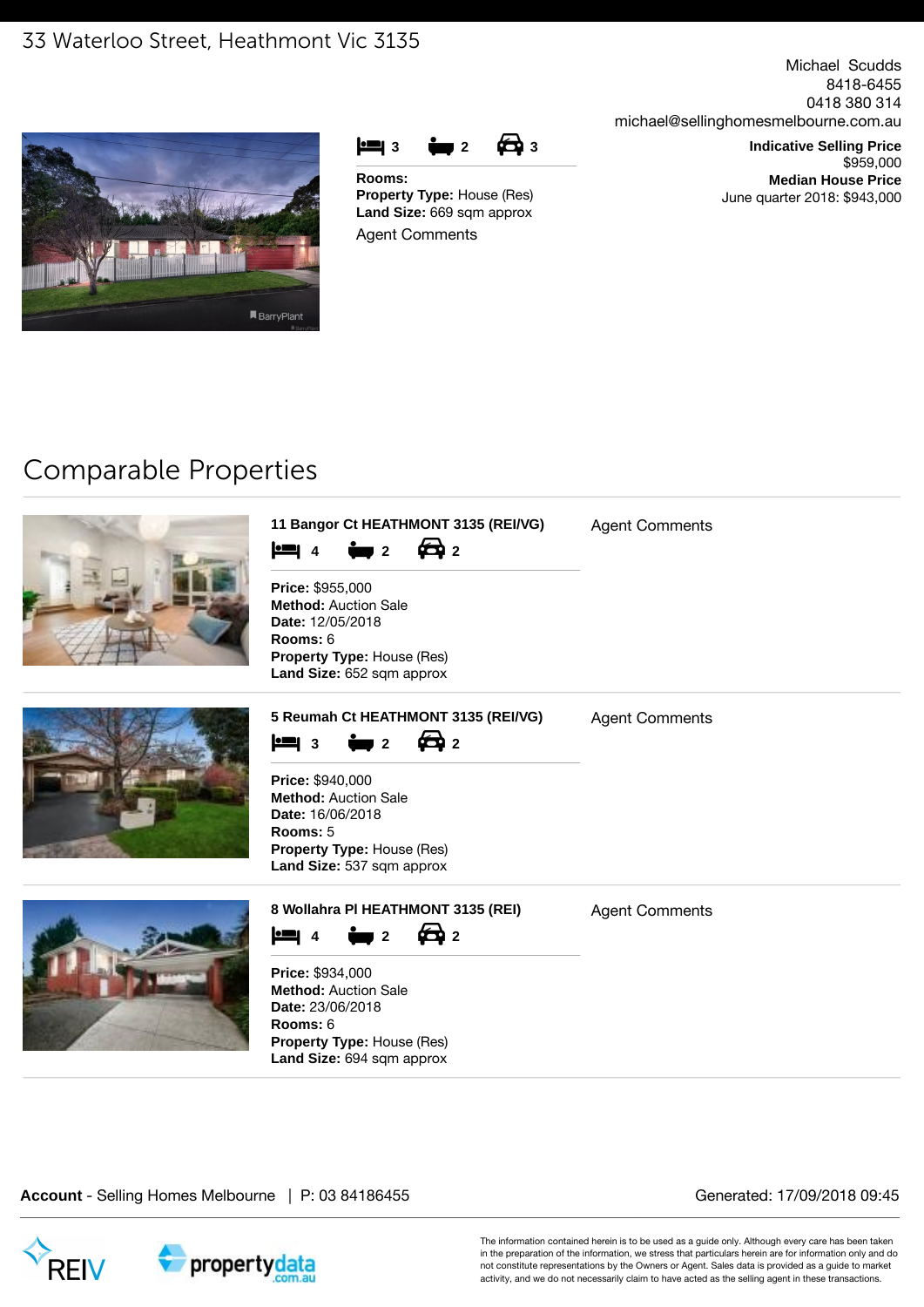# 33 Waterloo Street, Heathmont Vic 3135

Michael Scudds
8418-6455
0418 380 314
michael@sellinghomesmelbourne.com.au

**Indicative Selling Price**
$959,000

**Median House Price**
June quarter 2018: $943,000

3 | 2 | 3

**Rooms:**
**Property Type:** House (Res)
**Land Size:** 669 sqm approx

Agent Comments

## Comparable Properties

**11 Bangor Ct HEATHMONT 3135 (REI/VG)**

4 | 2 | 2

**Price:** $955,000
**Method:** Auction Sale
**Date:** 12/05/2018
**Rooms:** 6
**Property Type:** House (Res)
**Land Size:** 652 sqm approx

Agent Comments

**5 Reumah Ct HEATHMONT 3135 (REI/VG)**

3 | 2 | 2

**Price:** $940,000
**Method:** Auction Sale
**Date:** 16/06/2018
**Rooms:** 5
**Property Type:** House (Res)
**Land Size:** 537 sqm approx

Agent Comments

**8 Wollahra Pl HEATHMONT 3135 (REI)**

4 | 2 | 2

**Price:** $934,000
**Method:** Auction Sale
**Date:** 23/06/2018
**Rooms:** 6
**Property Type:** House (Res)
**Land Size:** 694 sqm approx

Agent Comments

**Account** - Selling Homes Melbourne | P: 03 84186455

Generated: 17/09/2018 09:45

The information contained herein is to be used as a guide only. Although every care has been taken in the preparation of the information, we stress that particulars herein are for information only and do not constitute representations by the Owners or Agent. Sales data is provided as a guide to market activity, and we do not necessarily claim to have acted as the selling agent in these transactions.